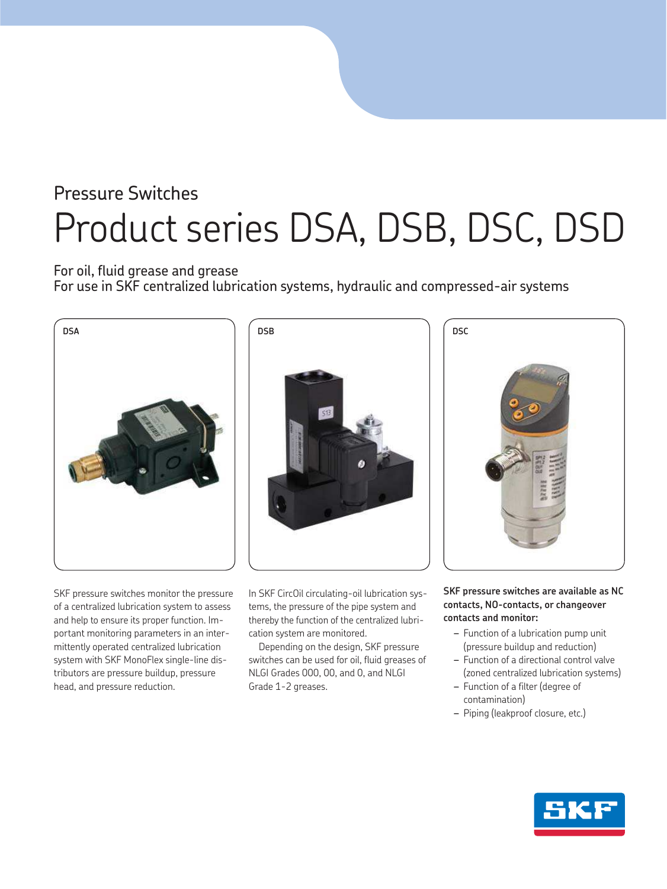Pressure Switches

# Product series DSA, DSB, DSC, DSD

For oil, fluid grease and grease
For use in SKF centralized lubrication systems, hydraulic and compressed-air systems

DSA

DSB

DSC

SKF pressure switches monitor the pressure of a centralized lubrication system to assess and help to ensure its proper function. Important monitoring parameters in an intermittently operated centralized lubrication system with SKF MonoFlex single-line distributors are pressure buildup, pressure head, and pressure reduction.

In SKF CircOil circulating-oil lubrication systems, the pressure of the pipe system and thereby the function of the centralized lubrication system are monitored.

Depending on the design, SKF pressure switches can be used for oil, fluid greases of NLGI Grades 000, 00, and 0, and NLGI Grade 1-2 greases.

**SKF pressure switches are available as NC contacts, NO-contacts, or changeover contacts and monitor:**

- Function of a lubrication pump unit (pressure buildup and reduction)
- Function of a directional control valve (zoned centralized lubrication systems)
- Function of a filter (degree of contamination)
- Piping (leakproof closure, etc.)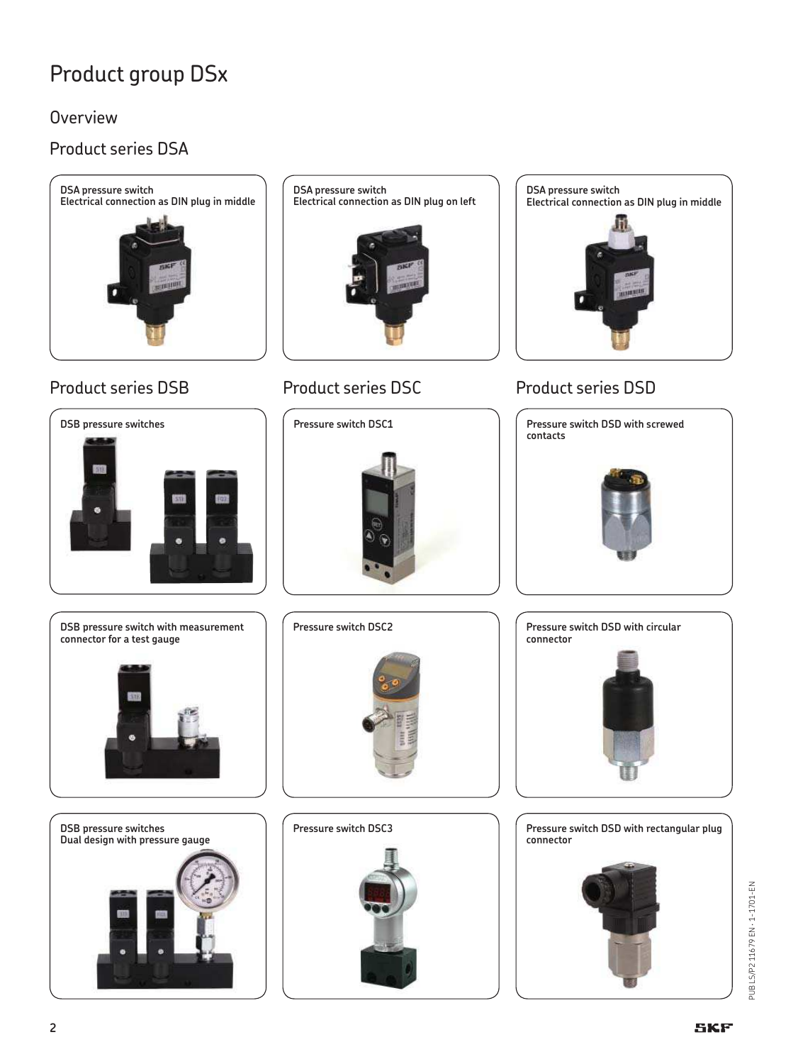# Product group DSx

## Overview

### Product series DSA

DSA pressure switch
Electrical connection as DIN plug in middle

DSA pressure switch
Electrical connection as DIN plug on left

DSA pressure switch
Electrical connection as DIN plug in middle

### Product series DSB

DSB pressure switches

DSB pressure switch with measurement connector for a test gauge

DSB pressure switches
Dual design with pressure gauge

### Product series DSC

Pressure switch DSC1

Pressure switch DSC2

Pressure switch DSC3

### Product series DSD

Pressure switch DSD with screwed contacts

Pressure switch DSD with circular connector

Pressure switch DSD with rectangular plug connector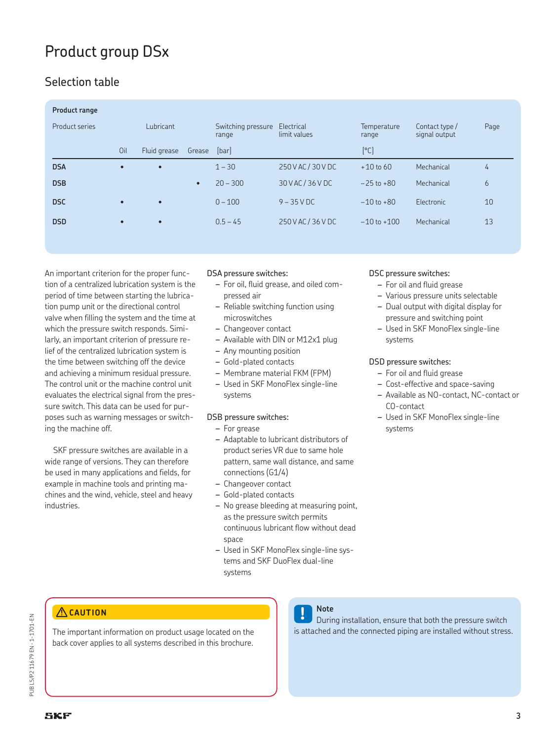# Product group DSx

## Selection table

**Product range**

| Product series | Lubricant | | | Switching pressure range | Electrical limit values | Temperature range | Contact type / signal output | Page |
|---|---|---|---|---|---|---|---|---|
| | Oil | Fluid grease | Grease | [bar] | | [°C] | | |
| **DSA** | • | • | | 1 – 30 | 250 V AC / 30 V DC | +10 to 60 | Mechanical | 4 |
| **DSB** | | | • | 20 – 300 | 30 V AC / 36 V DC | –25 to +80 | Mechanical | 6 |
| **DSC** | • | • | | 0 – 100 | 9 – 35 V DC | –10 to +80 | Electronic | 10 |
| **DSD** | • | • | | 0.5 – 45 | 250 V AC / 36 V DC | –10 to +100 | Mechanical | 13 |

An important criterion for the proper function of a centralized lubrication system is the period of time between starting the lubrication pump unit or the directional control valve when filling the system and the time at which the pressure switch responds. Similarly, an important criterion of pressure relief of the centralized lubrication system is the time between switching off the device and achieving a minimum residual pressure. The control unit or the machine control unit evaluates the electrical signal from the pressure switch. This data can be used for purposes such as warning messages or switching the machine off.

SKF pressure switches are available in a wide range of versions. They can therefore be used in many applications and fields, for example in machine tools and printing machines and the wind, vehicle, steel and heavy industries.

DSA pressure switches:

- For oil, fluid grease, and oiled compressed air
- Reliable switching function using microswitches
- Changeover contact
- Available with DIN or M12x1 plug
- Any mounting position
- Gold-plated contacts
- Membrane material FKM (FPM)
- Used in SKF MonoFlex single-line systems

DSB pressure switches:

- For grease
- Adaptable to lubricant distributors of product series VR due to same hole pattern, same wall distance, and same connections (G1/4)
- Changeover contact
- Gold-plated contacts
- No grease bleeding at measuring point, as the pressure switch permits continuous lubricant flow without dead space
- Used in SKF MonoFlex single-line systems and SKF DuoFlex dual-line systems

DSC pressure switches:

- For oil and fluid grease
- Various pressure units selectable
- Dual output with digital display for pressure and switching point
- Used in SKF MonoFlex single-line systems

DSD pressure switches:

- For oil and fluid grease
- Cost-effective and space-saving
- Available as NO-contact, NC-contact or CO-contact
- Used in SKF MonoFlex single-line systems

**⚠ CAUTION**

The important information on product usage located on the back cover applies to all systems described in this brochure.

**Note**

During installation, ensure that both the pressure switch is attached and the connected piping are installed without stress.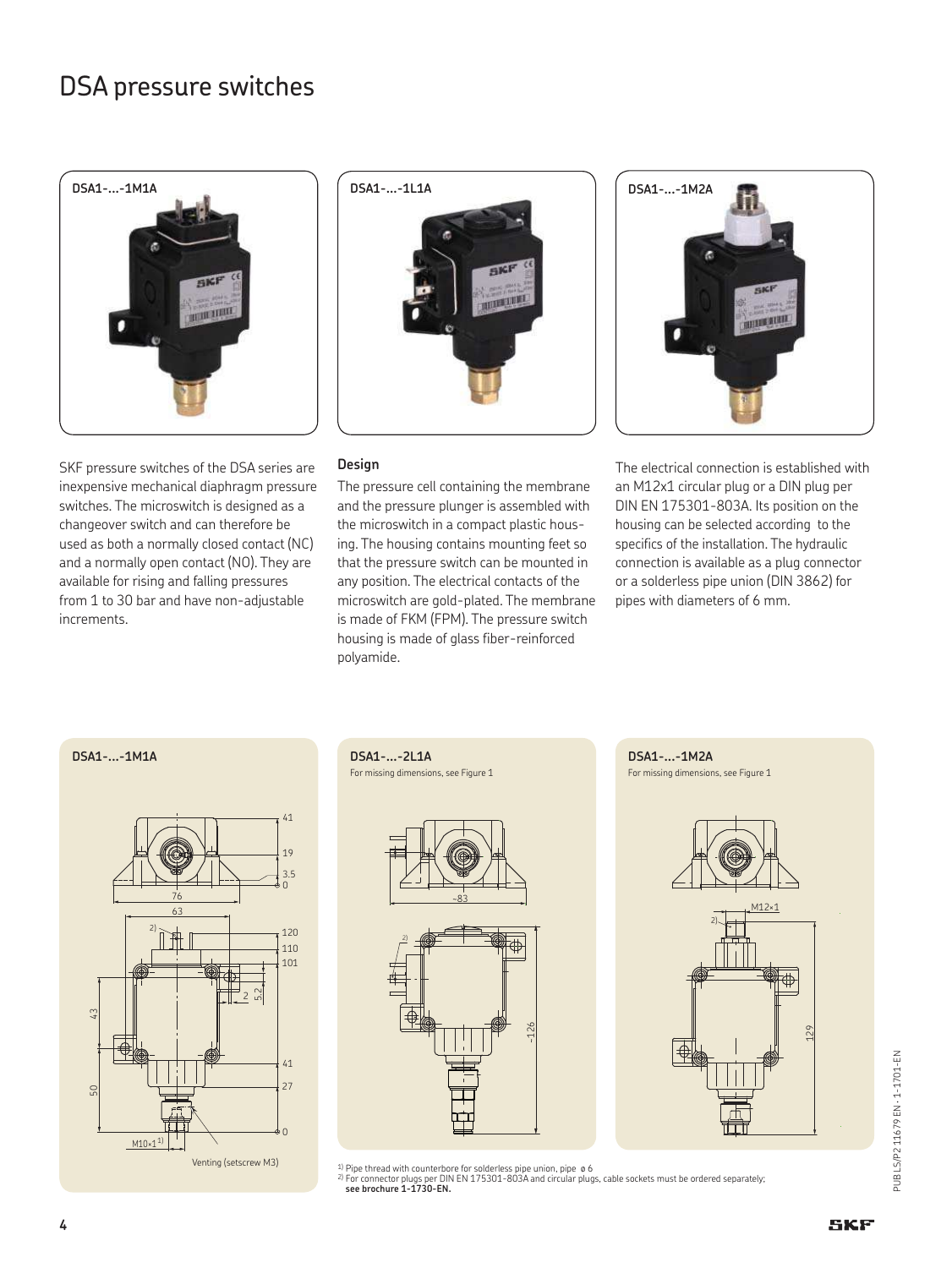# DSA pressure switches

DSA1-...-1M1A

DSA1-...-1L1A

DSA1-...-1M2A

SKF pressure switches of the DSA series are inexpensive mechanical diaphragm pressure switches. The microswitch is designed as a changeover switch and can therefore be used as both a normally closed contact (NC) and a normally open contact (NO). They are available for rising and falling pressures from 1 to 30 bar and have non-adjustable increments.

### Design

The pressure cell containing the membrane and the pressure plunger is assembled with the microswitch in a compact plastic housing. The housing contains mounting feet so that the pressure switch can be mounted in any position. The electrical contacts of the microswitch are gold-plated. The membrane is made of FKM (FPM). The pressure switch housing is made of glass fiber-reinforced polyamide.

The electrical connection is established with an M12x1 circular plug or a DIN plug per DIN EN 175301-803A. Its position on the housing can be selected according to the specifics of the installation. The hydraulic connection is available as a plug connector or a solderless pipe union (DIN 3862) for pipes with diameters of 6 mm.

DSA1-...-1M1A

Venting (setscrew M3)

DSA1-...-2L1A

For missing dimensions, see Figure 1

DSA1-...-1M2A

For missing dimensions, see Figure 1

[1] Pipe thread with counterbore for solderless pipe union, pipe ø 6
[2] For connector plugs per DIN EN 175301-803A and circular plugs, cable sockets must be ordered separately; **see brochure 1-1730-EN.**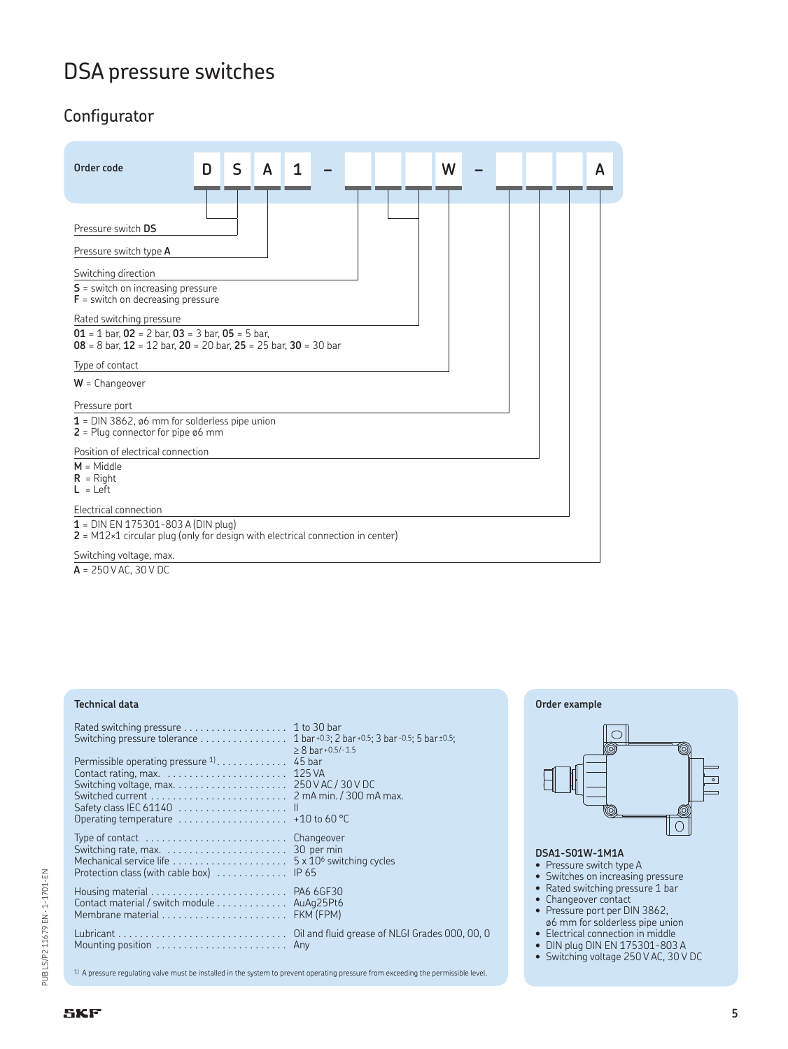# DSA pressure switches

## Configurator

**Order code** D S A 1 – _ _ _ W – _ _ _ A

Pressure switch **DS**

Pressure switch type **A**

Switching direction
**S** = switch on increasing pressure
**F** = switch on decreasing pressure

Rated switching pressure
**01** = 1 bar, **02** = 2 bar, **03** = 3 bar, **05** = 5 bar,
**08** = 8 bar, **12** = 12 bar, **20** = 20 bar, **25** = 25 bar, **30** = 30 bar

Type of contact
**W** = Changeover

Pressure port
**1** = DIN 3862, ø6 mm for solderless pipe union
**2** = Plug connector for pipe ø6 mm

Position of electrical connection
**M** = Middle
**R** = Right
**L** = Left

Electrical connection
**1** = DIN EN 175301-803 A (DIN plug)
**2** = M12×1 circular plug (only for design with electrical connection in center)

Switching voltage, max.
**A** = 250 V AC, 30 V DC

### Technical data

| | |
|---|---|
| Rated switching pressure | 1 to 30 bar |
| Switching pressure tolerance | 1 bar $^{+0.3}$; 2 bar $^{+0.5}$; 3 bar $^{-0.5}$; 5 bar $^{\pm 0.5}$; ≥ 8 bar $^{+0.5/-1.5}$ |
| Permissible operating pressure [1] | 45 bar |
| Contact rating, max. | 125 VA |
| Switching voltage, max. | 250 V AC / 30 V DC |
| Switched current | 2 mA min. / 300 mA max. |
| Safety class IEC 61140 | II |
| Operating temperature | +10 to 60 °C |
| Type of contact | Changeover |
| Switching rate, max. | 30 per min |
| Mechanical service life | 5 x $10^6$ switching cycles |
| Protection class (with cable box) | IP 65 |
| Housing material | PA6 6GF30 |
| Contact material / switch module | AuAg25Pt6 |
| Membrane material | FKM (FPM) |
| Lubricant | Oil and fluid grease of NLGI Grades 000, 00, 0 |
| Mounting position | Any |

[1] A pressure regulating valve must be installed in the system to prevent operating pressure from exceeding the permissible level.

### Order example

**DSA1-S01W-1M1A**

- Pressure switch type A
- Switches on increasing pressure
- Rated switching pressure 1 bar
- Changeover contact
- Pressure port per DIN 3862, ø6 mm for solderless pipe union
- Electrical connection in middle
- DIN plug DIN EN 175301-803 A
- Switching voltage 250 V AC, 30 V DC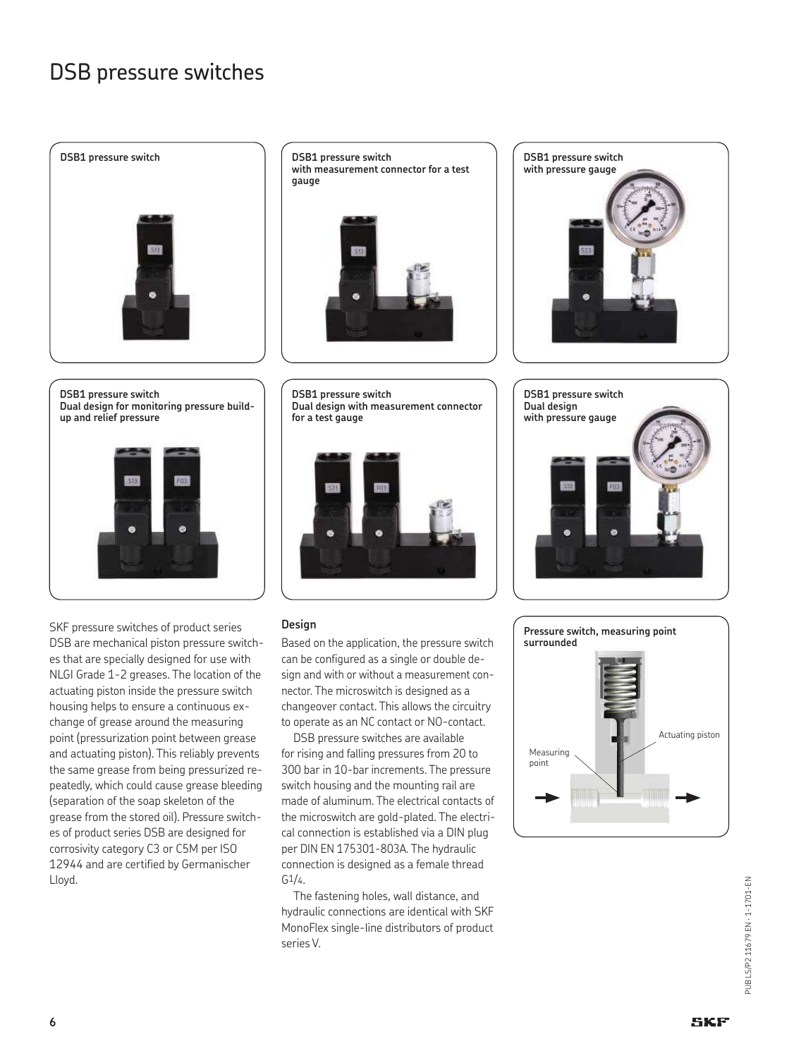# DSB pressure switches

**DSB1 pressure switch**

**DSB1 pressure switch with measurement connector for a test gauge**

**DSB1 pressure switch with pressure gauge**

**DSB1 pressure switch Dual design for monitoring pressure build-up and relief pressure**

**DSB1 pressure switch Dual design with measurement connector for a test gauge**

**DSB1 pressure switch Dual design with pressure gauge**

SKF pressure switches of product series DSB are mechanical piston pressure switches that are specially designed for use with NLGI Grade 1-2 greases. The location of the actuating piston inside the pressure switch housing helps to ensure a continuous exchange of grease around the measuring point (pressurization point between grease and actuating piston). This reliably prevents the same grease from being pressurized repeatedly, which could cause grease bleeding (separation of the soap skeleton of the grease from the stored oil). Pressure switches of product series DSB are designed for corrosivity category C3 or C5M per ISO 12944 and are certified by Germanischer Lloyd.

### Design

Based on the application, the pressure switch can be configured as a single or double design and with or without a measurement connector. The microswitch is designed as a changeover contact. This allows the circuitry to operate as an NC contact or NO-contact.

DSB pressure switches are available for rising and falling pressures from 20 to 300 bar in 10-bar increments. The pressure switch housing and the mounting rail are made of aluminum. The electrical contacts of the microswitch are gold-plated. The electrical connection is established via a DIN plug per DIN EN 175301-803A. The hydraulic connection is designed as a female thread G1/4.

The fastening holes, wall distance, and hydraulic connections are identical with SKF MonoFlex single-line distributors of product series V.

**Pressure switch, measuring point surrounded**

Actuating piston

Measuring point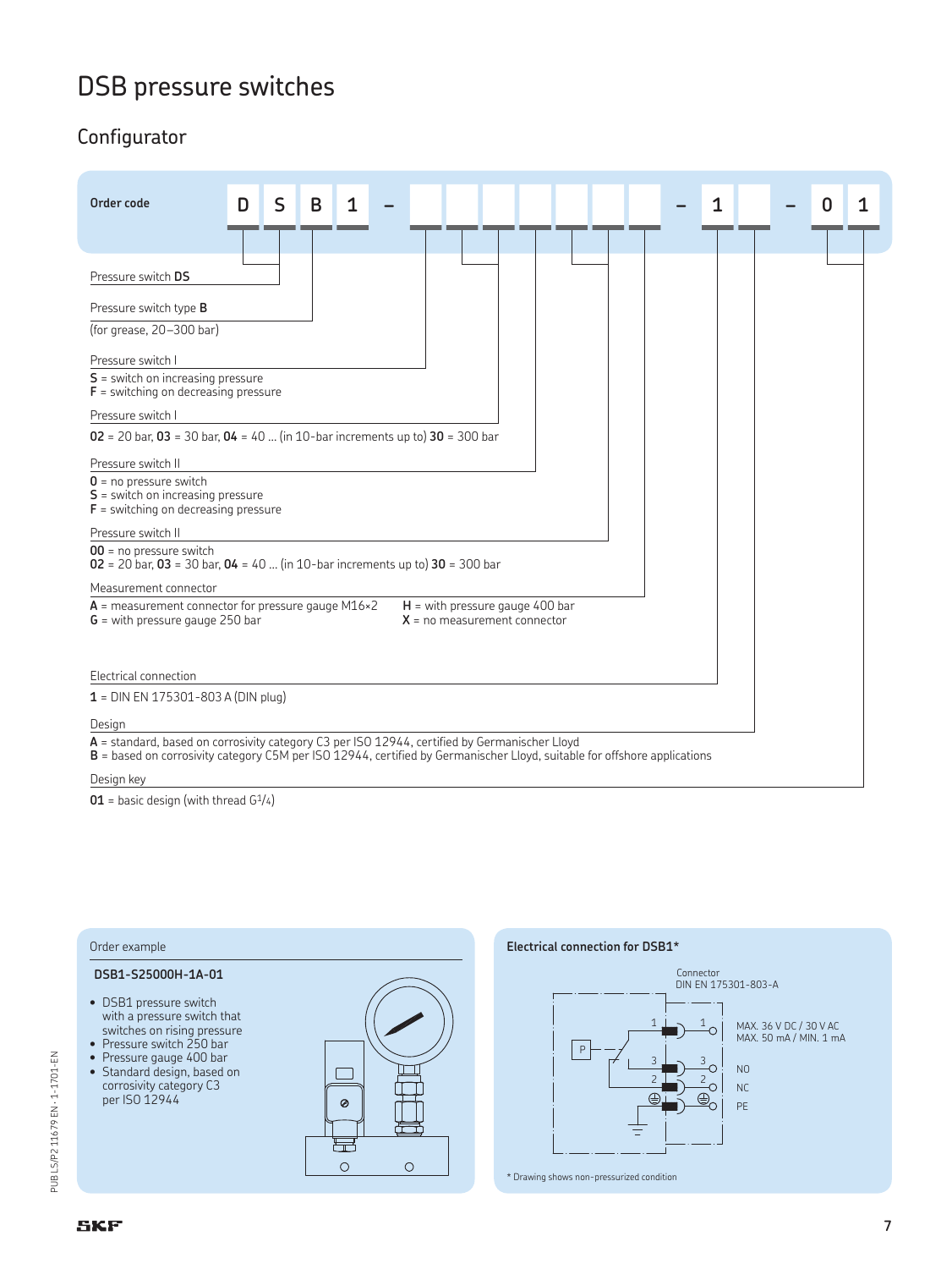# DSB pressure switches

## Configurator

**Order code**

| D | S | B | 1 | – | | | | | | | | – | 1 | | – | 0 | 1 |
|---|---|---|---|---|---|---|---|---|---|---|---|---|---|---|---|---|---|

Pressure switch **DS**

Pressure switch type **B**
(for grease, 20–300 bar)

Pressure switch I
**S** = switch on increasing pressure
**F** = switching on decreasing pressure

Pressure switch I
**02** = 20 bar, **03** = 30 bar, **04** = 40 ... (in 10-bar increments up to) **30** = 300 bar

Pressure switch II
**0** = no pressure switch
**S** = switch on increasing pressure
**F** = switching on decreasing pressure

Pressure switch II
**00** = no pressure switch
**02** = 20 bar, **03** = 30 bar, **04** = 40 ... (in 10-bar increments up to) **30** = 300 bar

Measurement connector
**A** = measurement connector for pressure gauge M16×2
**G** = with pressure gauge 250 bar
**H** = with pressure gauge 400 bar
**X** = no measurement connector

Electrical connection
**1** = DIN EN 175301-803 A (DIN plug)

Design
**A** = standard, based on corrosivity category C3 per ISO 12944, certified by Germanischer Lloyd
**B** = based on corrosivity category C5M per ISO 12944, certified by Germanischer Lloyd, suitable for offshore applications

Design key
**01** = basic design (with thread G1/4)

### Order example

**DSB1-S25000H-1A-01**

- DSB1 pressure switch with a pressure switch that switches on rising pressure
- Pressure switch 250 bar
- Pressure gauge 400 bar
- Standard design, based on corrosivity category C3 per ISO 12944

### Electrical connection for DSB1*

Connector DIN EN 175301-803-A

MAX. 36 V DC / 30 V AC
MAX. 50 mA / MIN. 1 mA

NO
NC
PE

\* Drawing shows non-pressurized condition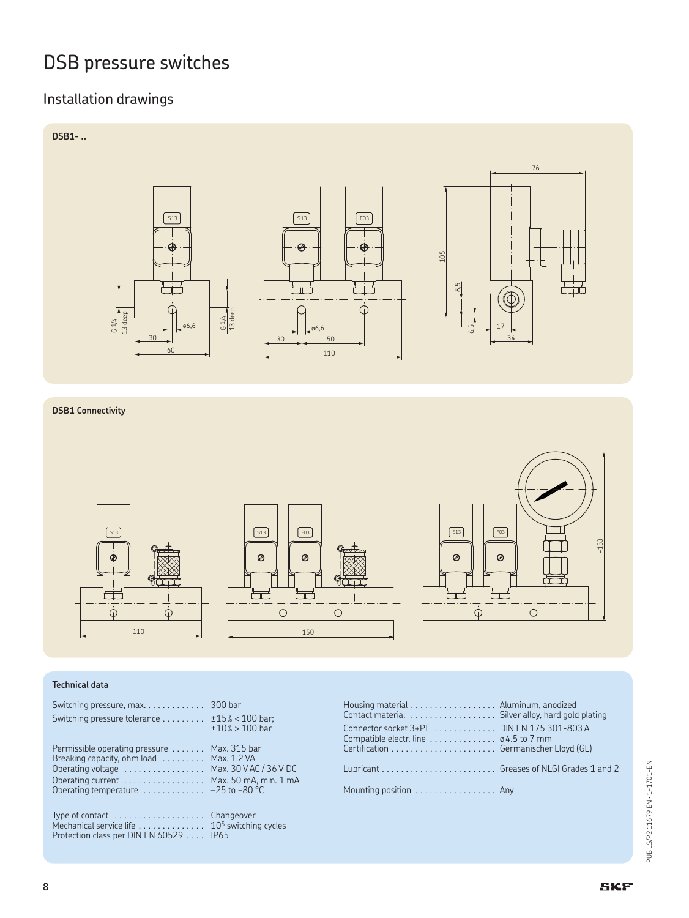# DSB pressure switches

## Installation drawings

**DSB1- ..**

**DSB1 Connectivity**

### Technical data

| | |
|---|---|
| Switching pressure, max. | 300 bar |
| Switching pressure tolerance | ±15% < 100 bar; ±10% > 100 bar |
| Permissible operating pressure | Max. 315 bar |
| Breaking capacity, ohm load | Max. 1.2 VA |
| Operating voltage | Max. 30 V AC / 36 V DC |
| Operating current | Max. 50 mA, min. 1 mA |
| Operating temperature | –25 to +80 °C |
| Type of contact | Changeover |
| Mechanical service life | $10^5$ switching cycles |
| Protection class per DIN EN 60529 | IP65 |
| Housing material | Aluminum, anodized |
| Contact material | Silver alloy, hard gold plating |
| Connector socket 3+PE | DIN EN 175 301-803 A |
| Compatible electr. line | ø 4.5 to 7 mm |
| Certification | Germanischer Lloyd (GL) |
| Lubricant | Greases of NLGI Grades 1 and 2 |
| Mounting position | Any |

PUB LS/P2 11679 EN · 1-1701-EN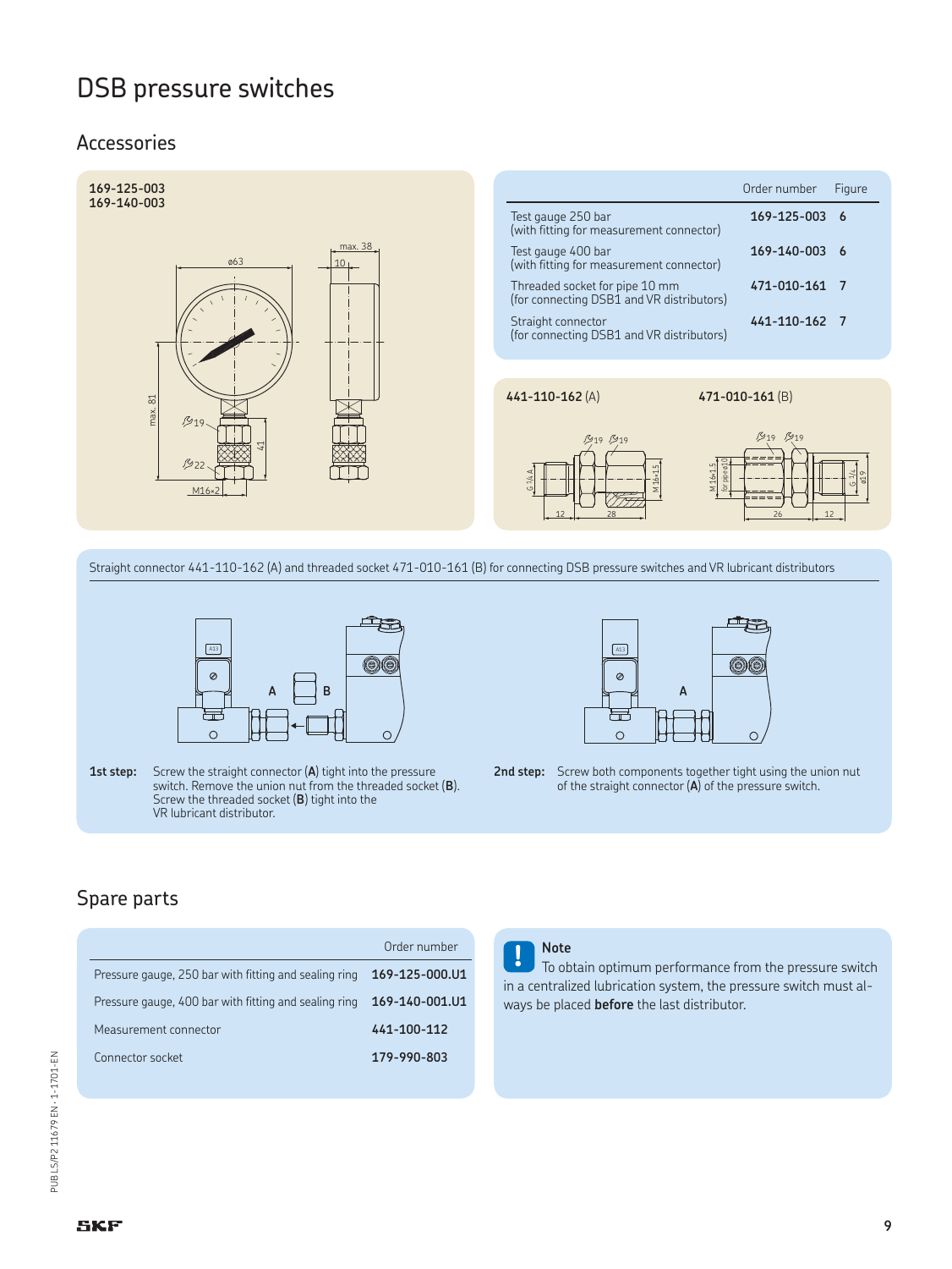# DSB pressure switches

## Accessories

**169-125-003**
**169-140-003**

| | Order number | Figure |
|---|---|---|
| Test gauge 250 bar (with fitting for measurement connector) | **169-125-003** | **6** |
| Test gauge 400 bar (with fitting for measurement connector) | **169-140-003** | **6** |
| Threaded socket for pipe 10 mm (for connecting DSB1 and VR distributors) | **471-010-161** | **7** |
| Straight connector (for connecting DSB1 and VR distributors) | **441-110-162** | **7** |

**441-110-162** (A) **471-010-161** (B)

Straight connector 441-110-162 (A) and threaded socket 471-010-161 (B) for connecting DSB pressure switches and VR lubricant distributors

**1st step:** Screw the straight connector (**A**) tight into the pressure switch. Remove the union nut from the threaded socket (**B**). Screw the threaded socket (**B**) tight into the VR lubricant distributor.

**2nd step:** Screw both components together tight using the union nut of the straight connector (**A**) of the pressure switch.

## Spare parts

| | Order number |
|---|---|
| Pressure gauge, 250 bar with fitting and sealing ring | **169-125-000.U1** |
| Pressure gauge, 400 bar with fitting and sealing ring | **169-140-001.U1** |
| Measurement connector | **441-100-112** |
| Connector socket | **179-990-803** |

**Note**

To obtain optimum performance from the pressure switch in a centralized lubrication system, the pressure switch must always be placed **before** the last distributor.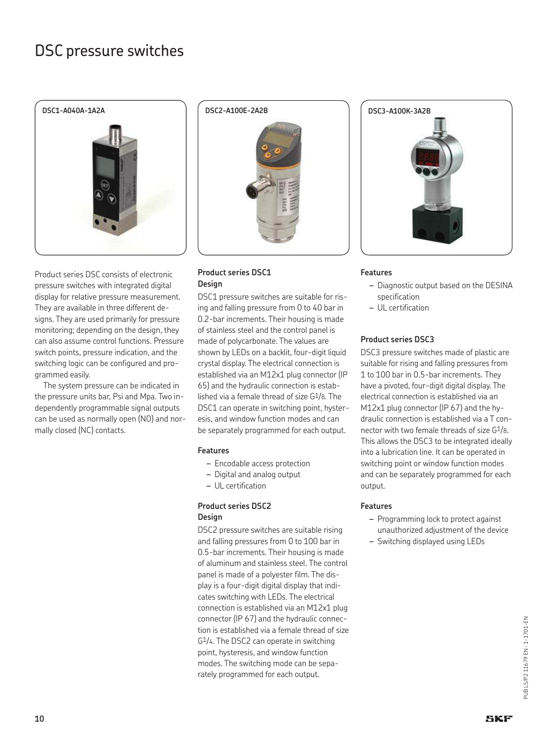# DSC pressure switches

**DSC1-A040A-1A2A**

**DSC2-A100E-2A2B**

**DSC3-A100K-3A2B**

Product series DSC consists of electronic pressure switches with integrated digital display for relative pressure measurement. They are available in three different designs. They are used primarily for pressure monitoring; depending on the design, they can also assume control functions. Pressure switch points, pressure indication, and the switching logic can be configured and programmed easily.

The system pressure can be indicated in the pressure units bar, Psi and Mpa. Two independently programmable signal outputs can be used as normally open (NO) and normally closed (NC) contacts.

### Product series DSC1

**Design**

DSC1 pressure switches are suitable for rising and falling pressure from 0 to 40 bar in 0.2-bar increments. Their housing is made of stainless steel and the control panel is made of polycarbonate. The values are shown by LEDs on a backlit, four-digit liquid crystal display. The electrical connection is established via an M12x1 plug connector (IP 65) and the hydraulic connection is established via a female thread of size G1/8. The DSC1 can operate in switching point, hysteresis, and window function modes and can be separately programmed for each output.

**Features**

- Encodable access protection
- Digital and analog output
- UL certification

### Product series DSC2

**Design**

DSC2 pressure switches are suitable rising and falling pressures from 0 to 100 bar in 0.5-bar increments. Their housing is made of aluminum and stainless steel. The control panel is made of a polyester film. The display is a four-digit digital display that indicates switching with LEDs. The electrical connection is established via an M12x1 plug connector (IP 67) and the hydraulic connection is established via a female thread of size G1/4. The DSC2 can operate in switching point, hysteresis, and window function modes. The switching mode can be separately programmed for each output.

**Features**

- Diagnostic output based on the DESINA specification
- UL certification

### Product series DSC3

DSC3 pressure switches made of plastic are suitable for rising and falling pressures from 1 to 100 bar in 0.5-bar increments. They have a pivoted, four-digit digital display. The electrical connection is established via an M12x1 plug connector (IP 67) and the hydraulic connection is established via a T connector with two female threads of size G1/8. This allows the DSC3 to be integrated ideally into a lubrication line. It can be operated in switching point or window function modes and can be separately programmed for each output.

**Features**

- Programming lock to protect against unauthorized adjustment of the device
- Switching displayed using LEDs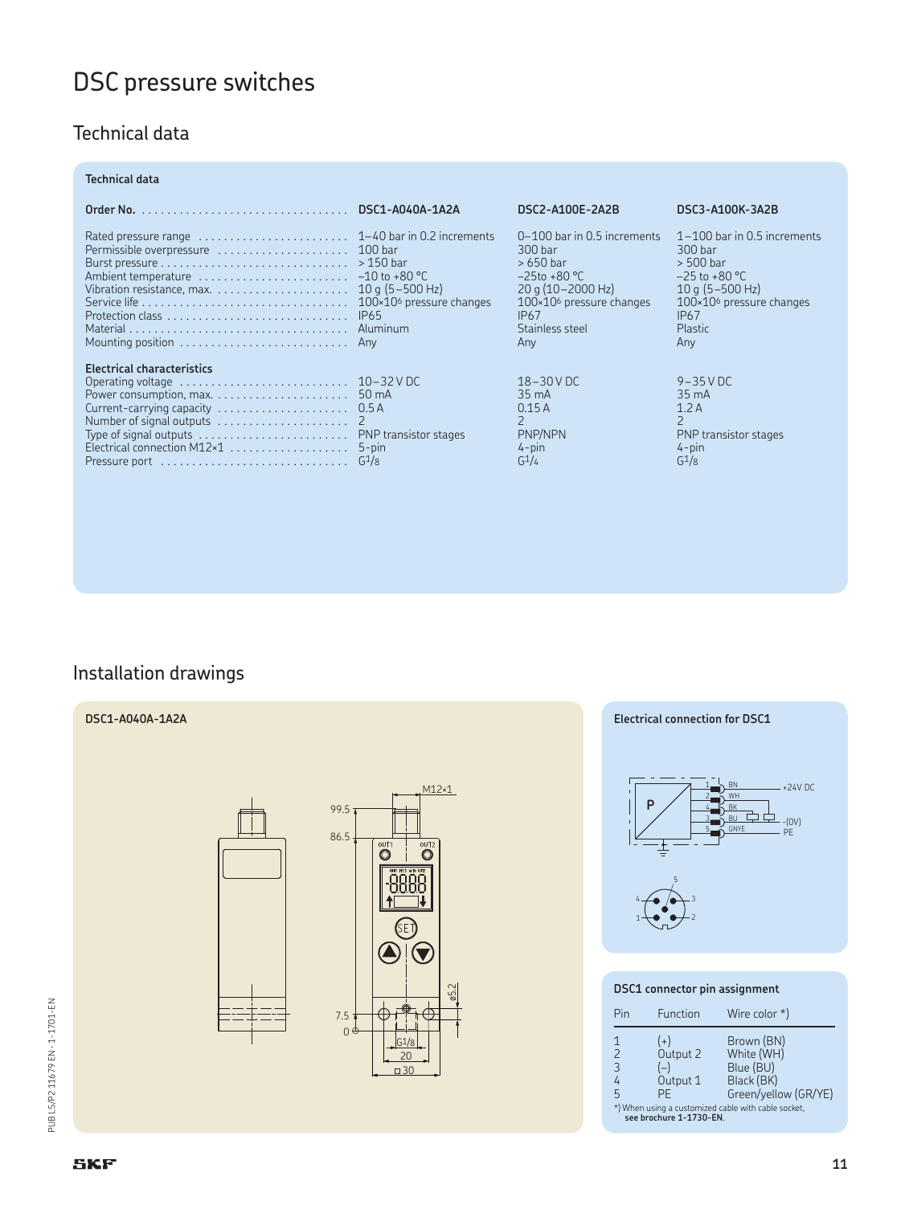# DSC pressure switches

## Technical data

**Technical data**

| Order No. | DSC1-A040A-1A2A | DSC2-A100E-2A2B | DSC3-A100K-3A2B |
|---|---|---|---|
| Rated pressure range | 1–40 bar in 0.2 increments | 0–100 bar in 0.5 increments | 1–100 bar in 0.5 increments |
| Permissible overpressure | 100 bar | 300 bar | 300 bar |
| Burst pressure | > 150 bar | > 650 bar | > 500 bar |
| Ambient temperature | –10 to +80 °C | –25to +80 °C | –25 to +80 °C |
| Vibration resistance, max. | 10 g (5–500 Hz) | 20 g (10–2000 Hz) | 10 g (5–500 Hz) |
| Service life | 100×10⁶ pressure changes | 100×10⁶ pressure changes | 100×10⁶ pressure changes |
| Protection class | IP65 | IP67 | IP67 |
| Material | Aluminum | Stainless steel | Plastic |
| Mounting position | Any | Any | Any |
| **Electrical characteristics** | | | |
| Operating voltage | 10–32 V DC | 18–30 V DC | 9–35 V DC |
| Power consumption, max. | 50 mA | 35 mA | 35 mA |
| Current-carrying capacity | 0.5 A | 0.15 A | 1.2 A |
| Number of signal outputs | 2 | 2 | 2 |
| Type of signal outputs | PNP transistor stages | PNP/NPN | PNP transistor stages |
| Electrical connection M12×1 | 5-pin | 4-pin | 4-pin |
| Pressure port | G1/8 | G1/4 | G1/8 |

## Installation drawings

**DSC1-A040A-1A2A**

**Electrical connection for DSC1**

**DSC1 connector pin assignment**

| Pin | Function | Wire color *) |
|---|---|---|
| 1 | (+) | Brown (BN) |
| 2 | Output 2 | White (WH) |
| 3 | (–) | Blue (BU) |
| 4 | Output 1 | Black (BK) |
| 5 | PE | Green/yellow (GR/YE) |

*) When using a customized cable with cable socket, **see brochure 1-1730-EN**.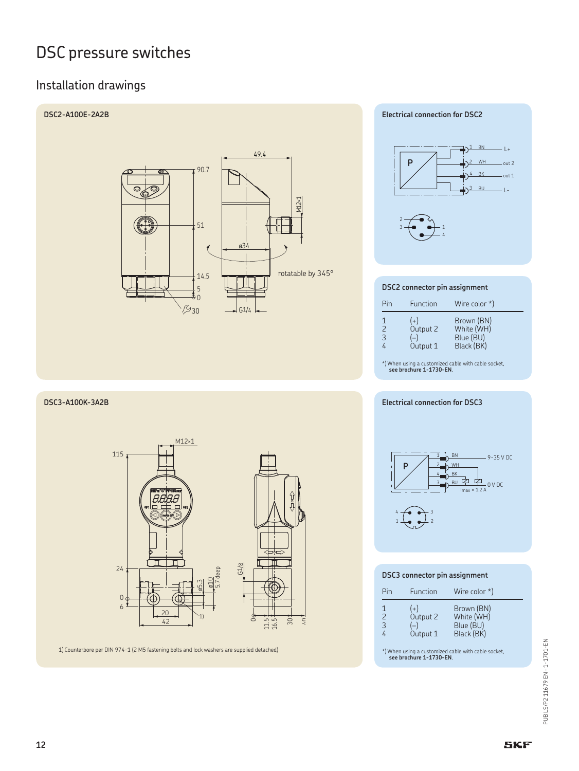# DSC pressure switches

## Installation drawings

### DSC2-A100E-2A2B

### Electrical connection for DSC2

### DSC2 connector pin assignment

| Pin | Function | Wire color *) |
|---|---|---|
| 1 | (+) | Brown (BN) |
| 2 | Output 2 | White (WH) |
| 3 | (–) | Blue (BU) |
| 4 | Output 1 | Black (BK) |

*) When using a customized cable with cable socket, **see brochure 1-1730-EN**.

### DSC3-A100K-3A2B

1) Counterbore per DIN 974-1 (2 M5 fastening bolts and lock washers are supplied detached)

### Electrical connection for DSC3

### DSC3 connector pin assignment

| Pin | Function | Wire color *) |
|---|---|---|
| 1 | (+) | Brown (BN) |
| 2 | Output 2 | White (WH) |
| 3 | (–) | Blue (BU) |
| 4 | Output 1 | Black (BK) |

*) When using a customized cable with cable socket, **see brochure 1-1730-EN**.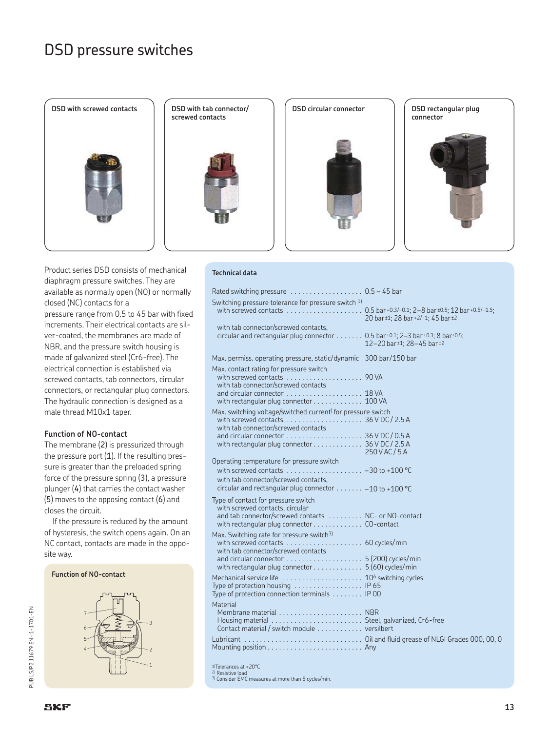# DSD pressure switches

**DSD with screwed contacts**

**DSD with tab connector/ screwed contacts**

**DSD circular connector**

**DSD rectangular plug connector**

Product series DSD consists of mechanical diaphragm pressure switches. They are available as normally open (NO) or normally closed (NC) contacts for a pressure range from 0.5 to 45 bar with fixed increments. Their electrical contacts are silver-coated, the membranes are made of NBR, and the pressure switch housing is made of galvanized steel (Cr6-free). The electrical connection is established via screwed contacts, tab connectors, circular connectors, or rectangular plug connectors. The hydraulic connection is designed as a male thread M10x1 taper.

### Function of NO-contact

The membrane (2) is pressurized through the pressure port (1). If the resulting pressure is greater than the preloaded spring force of the pressure spring (3), a pressure plunger (4) that carries the contact washer (5) moves to the opposing contact (6) and closes the circuit.

If the pressure is reduced by the amount of hysteresis, the switch opens again. On an NC contact, contacts are made in the opposite way.

**Function of NO-contact**

### Technical data

| | |
|---|---|
| Rated switching pressure | 0.5 – 45 bar |
| Switching pressure tolerance for pressure switch [1] | |
| with screwed contacts | 0.5 bar $^{+0.3/-0.1}$; 2–8 bar $^{\pm 0.5}$; 12 bar $^{+0.5/-1.5}$; 20 bar $^{\pm 1}$; 28 bar $^{+2/-1}$; 45 bar $^{\pm 2}$ |
| with tab connector/screwed contacts, circular and rectangular plug connector | 0.5 bar $^{\pm 0.1}$; 2–3 bar $^{\pm 0.3}$; 8 bar $^{\pm 0.5}$; 12–20 bar $^{\pm 1}$; 28–45 bar $^{\pm 2}$ |
| Max. permiss. operating pressure, static/dynamic | 300 bar/150 bar |
| Max. contact rating for pressure switch | |
| with screwed contacts | 90 VA |
| with tab connector/screwed contacts and circular connector | 18 VA |
| with rectangular plug connector | 100 VA |
| Max. switching voltage/switched current [2] for pressure switch | |
| with screwed contacts | 36 V DC / 2.5 A |
| with tab connector/screwed contacts and circular connector | 36 V DC / 0.5 A |
| with rectangular plug connector | 36 V DC / 2.5 A<br>250 V AC / 5 A |
| Operating temperature for pressure switch | |
| with screwed contacts | –30 to +100 °C |
| with tab connector/screwed contacts, circular and rectangular plug connector | –10 to +100 °C |
| Type of contact for pressure switch | |
| with screwed contacts, circular and tab connector/screwed contacts | NC- or NO-contact |
| with rectangular plug connector | CO-contact |
| Max. Switching rate for pressure switch [3] | |
| with screwed contacts | 60 cycles/min |
| with tab connector/screwed contacts and circular connector | 5 (200) cycles/min |
| with rectangular plug connector | 5 (60) cycles/min |
| Mechanical service life | $10^6$ switching cycles |
| Type of protection housing | IP 65 |
| Type of protection connection terminals | IP 00 |
| Material | |
| Membrane material | NBR |
| Housing material | Steel, galvanized, Cr6-free |
| Contact material / switch module | versilbert |
| Lubricant | Oil and fluid grease of NLGI Grades 000, 00, 0 |
| Mounting position | Any |

[1] Tolerances at +20°C
[2] Resistive load
[3] Consider EMC measures at more than 5 cycles/min.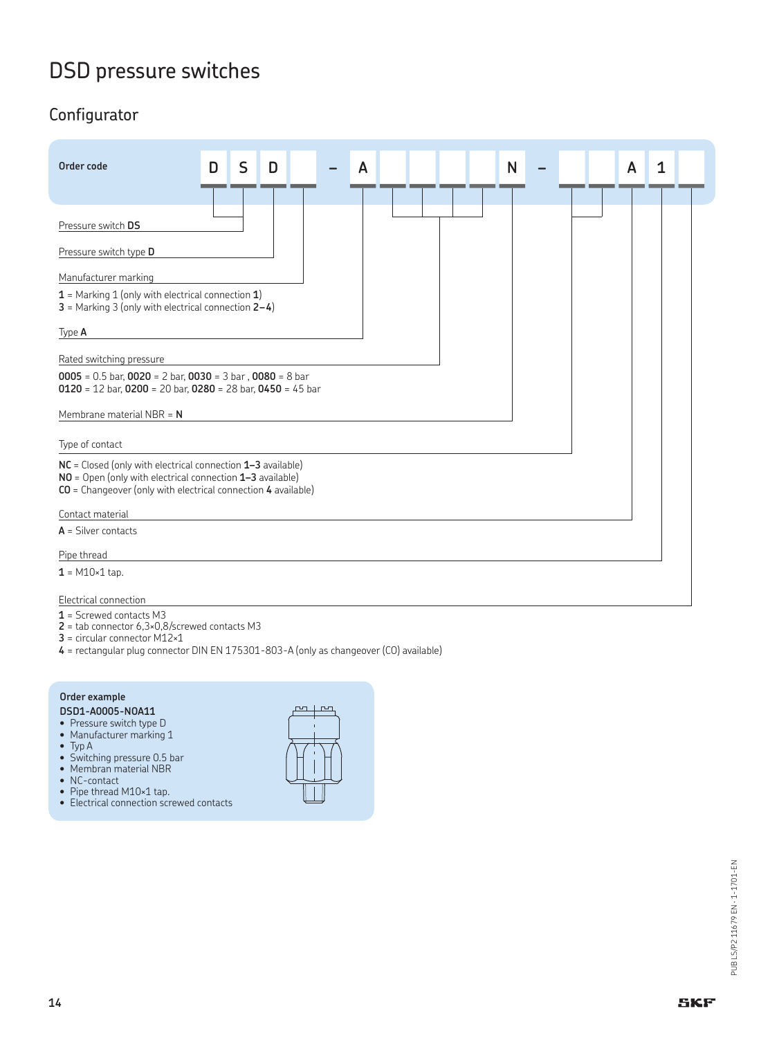# DSD pressure switches

## Configurator

**Order code**

| D | S | D | | – | A | | | | | N | – | | | A | 1 | |
|---|---|---|---|---|---|---|---|---|---|---|---|---|---|---|---|---|

Pressure switch **DS**

Pressure switch type **D**

Manufacturer marking

**1** = Marking 1 (only with electrical connection **1**)
**3** = Marking 3 (only with electrical connection **2–4**)

Type **A**

Rated switching pressure

**0005** = 0.5 bar, **0020** = 2 bar, **0030** = 3 bar , **0080** = 8 bar
**0120** = 12 bar, **0200** = 20 bar, **0280** = 28 bar, **0450** = 45 bar

Membrane material NBR = **N**

Type of contact

**NC** = Closed (only with electrical connection **1–3** available)
**NO** = Open (only with electrical connection **1–3** available)
**CO** = Changeover (only with electrical connection **4** available)

Contact material

**A** = Silver contacts

Pipe thread

**1** = M10×1 tap.

Electrical connection

**1** = Screwed contacts M3
**2** = tab connector 6,3×0,8/screwed contacts M3
**3** = circular connector M12×1
**4** = rectangular plug connector DIN EN 175301-803-A (only as changeover (CO) available)

**Order example**

**DSD1-A0005-NOA11**

- Pressure switch type D
- Manufacturer marking 1
- Typ A
- Switching pressure 0.5 bar
- Membran material NBR
- NC-contact
- Pipe thread M10×1 tap.
- Electrical connection screwed contacts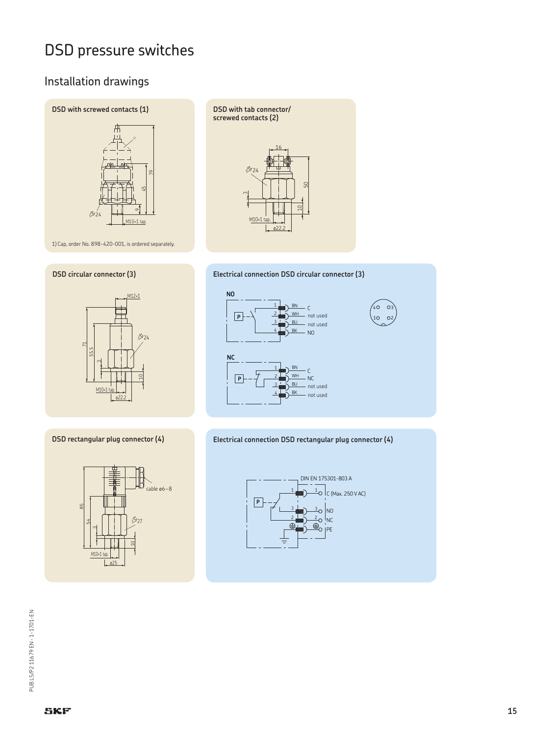# DSD pressure switches

## Installation drawings

### DSD with screwed contacts (1)

1) Cap, order No. 898-420-001, is ordered separately.

### DSD with tab connector/ screwed contacts (2)

### DSD circular connector (3)

### Electrical connection DSD circular connector (3)

**NO**

| Pin | Color | Function |
|---|---|---|
| 1 | BN | C |
| 2 | WH | not used |
| 3 | BU | not used |
| 4 | BK | NO |

**NC**

| Pin | Color | Function |
|---|---|---|
| 1 | BN | C |
| 2 | WH | NC |
| 3 | BU | not used |
| 4 | BK | not used |

### DSD rectangular plug connector (4)

### Electrical connection DSD rectangular plug connector (4)

DIN EN 175301-803 A

| Pin | Function |
|---|---|
| 1 | C (Max. 250 V AC) |
| 3 | NO |
| 2 | NC |
| ⏚ | PE |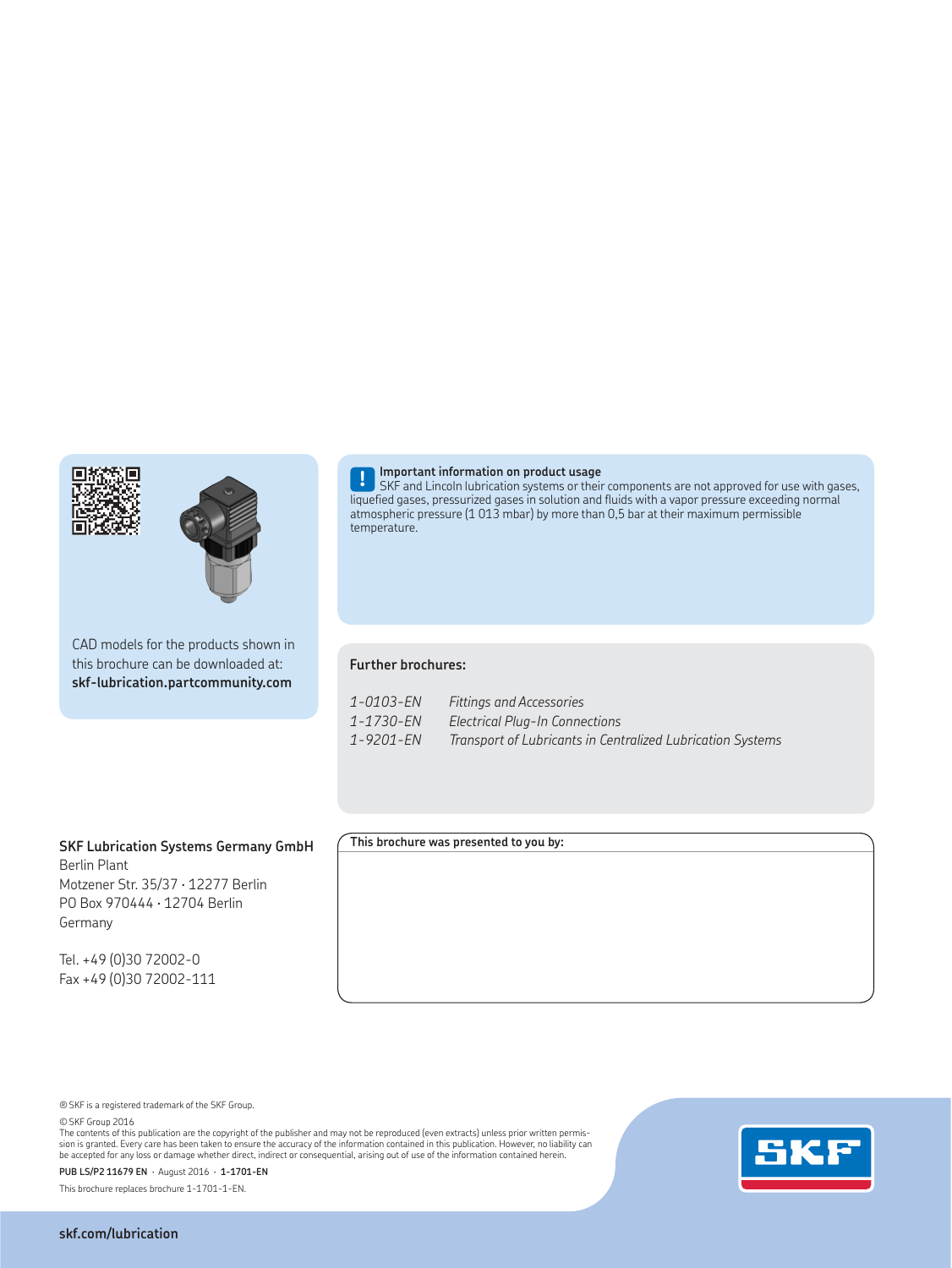CAD models for the products shown in this brochure can be downloaded at: **skf-lubrication.partcommunity.com**

**Important information on product usage**
SKF and Lincoln lubrication systems or their components are not approved for use with gases, liquefied gases, pressurized gases in solution and fluids with a vapor pressure exceeding normal atmospheric pressure (1 013 mbar) by more than 0,5 bar at their maximum permissible temperature.

**Further brochures:**

| | |
|---|---|
| *1-0103-EN* | *Fittings and Accessories* |
| *1-1730-EN* | *Electrical Plug-In Connections* |
| *1-9201-EN* | *Transport of Lubricants in Centralized Lubrication Systems* |

**SKF Lubrication Systems Germany GmbH**
Berlin Plant
Motzener Str. 35/37 · 12277 Berlin
PO Box 970444 · 12704 Berlin
Germany

Tel. +49 (0)30 72002-0
Fax +49 (0)30 72002-111

**This brochure was presented to you by:**

® SKF is a registered trademark of the SKF Group.

© SKF Group 2016
The contents of this publication are the copyright of the publisher and may not be reproduced (even extracts) unless prior written permission is granted. Every care has been taken to ensure the accuracy of the information contained in this publication. However, no liability can be accepted for any loss or damage whether direct, indirect or consequential, arising out of use of the information contained herein.

**PUB LS/P2 11679 EN** · August 2016 · **1-1701-EN**

This brochure replaces brochure 1-1701-1-EN.

**skf.com/lubrication**